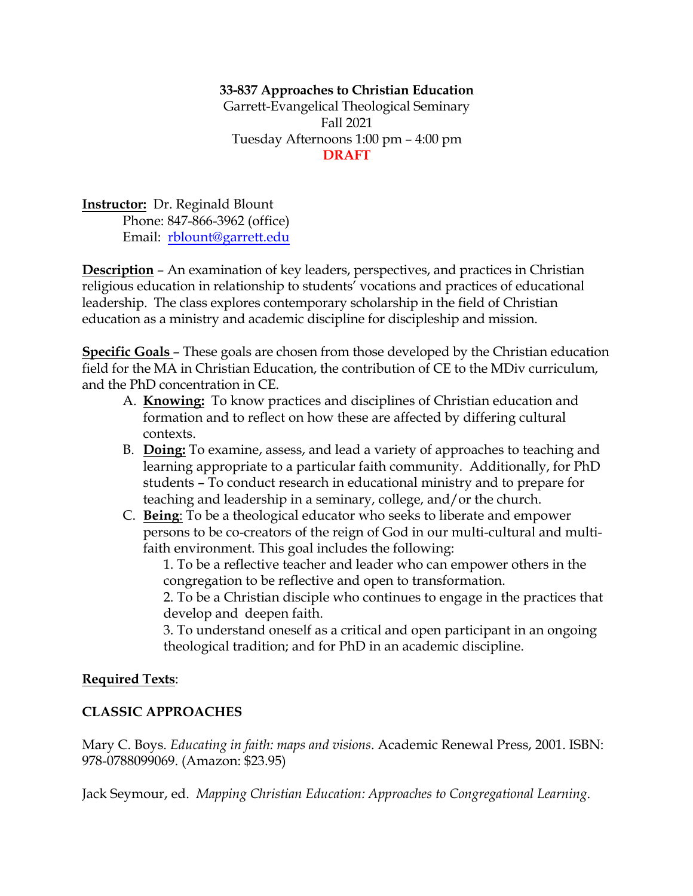**33-837 Approaches to Christian Education**
Garrett-Evangelical Theological Seminary
Fall 2021
Tuesday Afternoons 1:00 pm – 4:00 pm
**DRAFT**

**Instructor:** Dr. Reginald Blount
Phone: 847-866-3962 (office)
Email: rblount@garrett.edu

**Description** – An examination of key leaders, perspectives, and practices in Christian religious education in relationship to students' vocations and practices of educational leadership. The class explores contemporary scholarship in the field of Christian education as a ministry and academic discipline for discipleship and mission.

**Specific Goals** – These goals are chosen from those developed by the Christian education field for the MA in Christian Education, the contribution of CE to the MDiv curriculum, and the PhD concentration in CE.

A. **Knowing:** To know practices and disciplines of Christian education and formation and to reflect on how these are affected by differing cultural contexts.
B. **Doing:** To examine, assess, and lead a variety of approaches to teaching and learning appropriate to a particular faith community. Additionally, for PhD students – To conduct research in educational ministry and to prepare for teaching and leadership in a seminary, college, and/or the church.
C. **Being**: To be a theological educator who seeks to liberate and empower persons to be co-creators of the reign of God in our multi-cultural and multi-faith environment. This goal includes the following:
    1. To be a reflective teacher and leader who can empower others in the congregation to be reflective and open to transformation.
    2. To be a Christian disciple who continues to engage in the practices that develop and deepen faith.
    3. To understand oneself as a critical and open participant in an ongoing theological tradition; and for PhD in an academic discipline.

**Required Texts**:

**CLASSIC APPROACHES**

Mary C. Boys. *Educating in faith: maps and visions*. Academic Renewal Press, 2001. ISBN: 978-0788099069. (Amazon: $23.95)

Jack Seymour, ed. *Mapping Christian Education: Approaches to Congregational Learning*.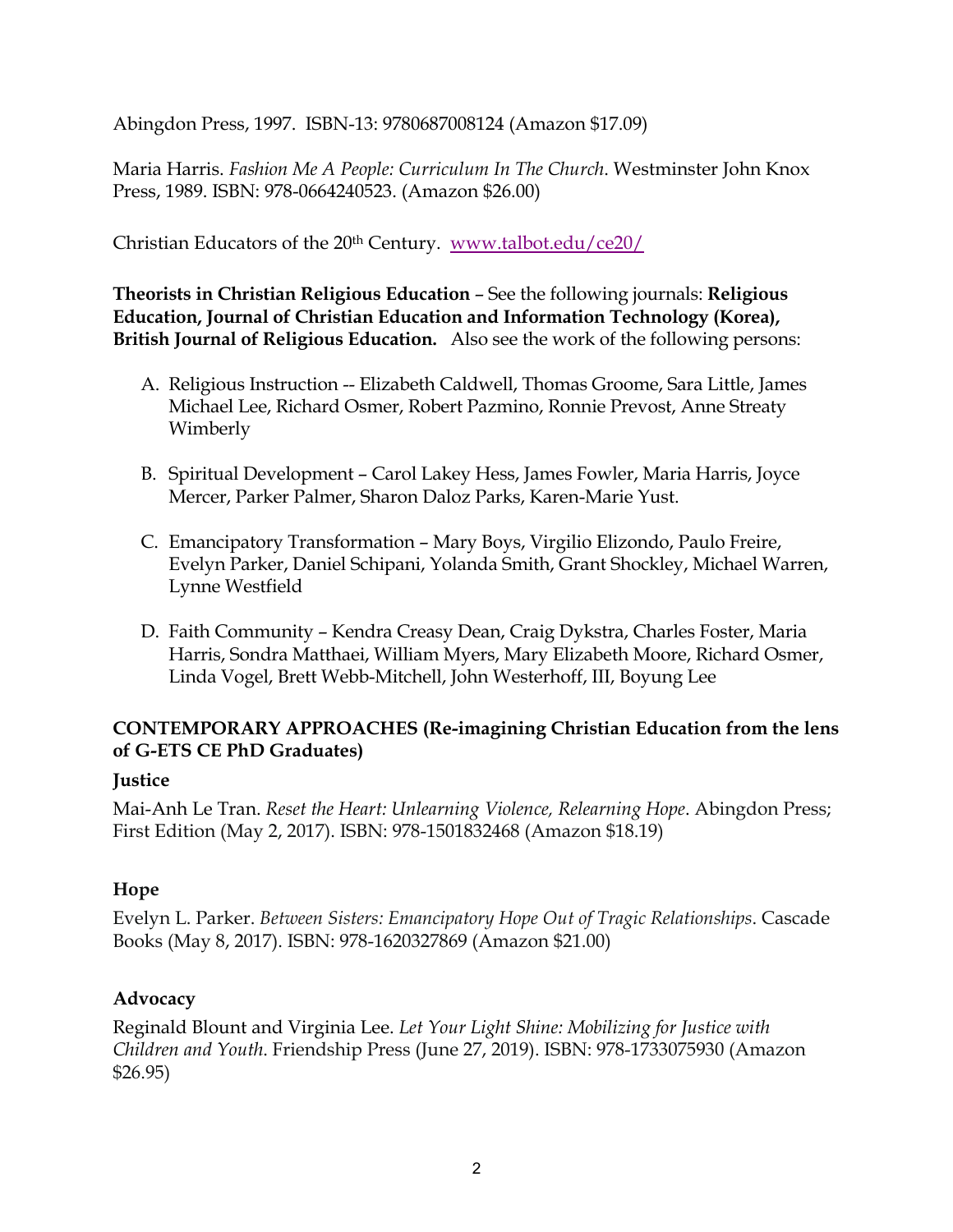Abingdon Press, 1997. ISBN-13: 9780687008124 (Amazon $17.09)

Maria Harris. *Fashion Me A People: Curriculum In The Church*. Westminster John Knox Press, 1989. ISBN: 978-0664240523. (Amazon $26.00)

Christian Educators of the 20th Century. [www.talbot.edu/ce20/](www.talbot.edu/ce20/)

**Theorists in Christian Religious Education** – See the following journals: **Religious Education, Journal of Christian Education and Information Technology (Korea), British Journal of Religious Education.** Also see the work of the following persons:

A. Religious Instruction -- Elizabeth Caldwell, Thomas Groome, Sara Little, James Michael Lee, Richard Osmer, Robert Pazmino, Ronnie Prevost, Anne Streaty Wimberly

B. Spiritual Development – Carol Lakey Hess, James Fowler, Maria Harris, Joyce Mercer, Parker Palmer, Sharon Daloz Parks, Karen-Marie Yust.

C. Emancipatory Transformation – Mary Boys, Virgilio Elizondo, Paulo Freire, Evelyn Parker, Daniel Schipani, Yolanda Smith, Grant Shockley, Michael Warren, Lynne Westfield

D. Faith Community – Kendra Creasy Dean, Craig Dykstra, Charles Foster, Maria Harris, Sondra Matthaei, William Myers, Mary Elizabeth Moore, Richard Osmer, Linda Vogel, Brett Webb-Mitchell, John Westerhoff, III, Boyung Lee

## CONTEMPORARY APPROACHES (Re-imagining Christian Education from the lens of G-ETS CE PhD Graduates)

### Justice

Mai-Anh Le Tran. *Reset the Heart: Unlearning Violence, Relearning Hope*. Abingdon Press; First Edition (May 2, 2017). ISBN: 978-1501832468 (Amazon $18.19)

### Hope

Evelyn L. Parker. *Between Sisters: Emancipatory Hope Out of Tragic Relationships*. Cascade Books (May 8, 2017). ISBN: 978-1620327869 (Amazon $21.00)

### Advocacy

Reginald Blount and Virginia Lee. *Let Your Light Shine: Mobilizing for Justice with Children and Youth*. Friendship Press (June 27, 2019). ISBN: 978-1733075930 (Amazon $26.95)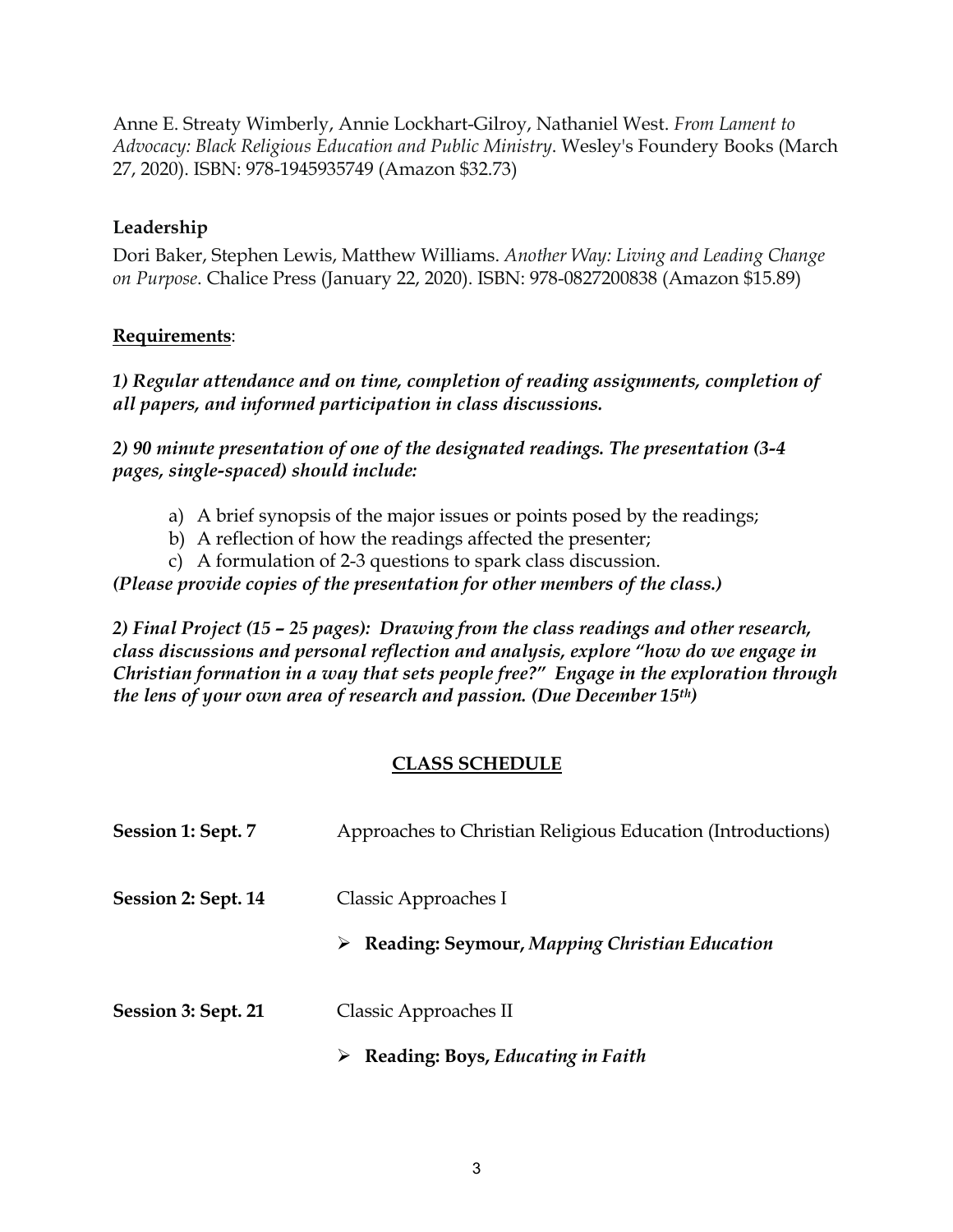Anne E. Streaty Wimberly, Annie Lockhart-Gilroy, Nathaniel West. *From Lament to Advocacy: Black Religious Education and Public Ministry*. Wesley's Foundery Books (March 27, 2020). ISBN: 978-1945935749 (Amazon $32.73)

**Leadership**

Dori Baker, Stephen Lewis, Matthew Williams. *Another Way: Living and Leading Change on Purpose*. Chalice Press (January 22, 2020). ISBN: 978-0827200838 (Amazon $15.89)

**Requirements**:

***1) Regular attendance and on time, completion of reading assignments, completion of all papers, and informed participation in class discussions.***

***2) 90 minute presentation of one of the designated readings. The presentation (3-4 pages, single-spaced) should include:***

a) A brief synopsis of the major issues or points posed by the readings;
b) A reflection of how the readings affected the presenter;
c) A formulation of 2-3 questions to spark class discussion.

***(Please provide copies of the presentation for other members of the class.)***

***2) Final Project (15 – 25 pages): Drawing from the class readings and other research, class discussions and personal reflection and analysis, explore "how do we engage in Christian formation in a way that sets people free?" Engage in the exploration through the lens of your own area of research and passion. (Due December 15th)***

## CLASS SCHEDULE

**Session 1: Sept. 7** Approaches to Christian Religious Education (Introductions)

**Session 2: Sept. 14** Classic Approaches I

- **Reading: Seymour, *Mapping Christian Education***

**Session 3: Sept. 21** Classic Approaches II

- **Reading: Boys, *Educating in Faith***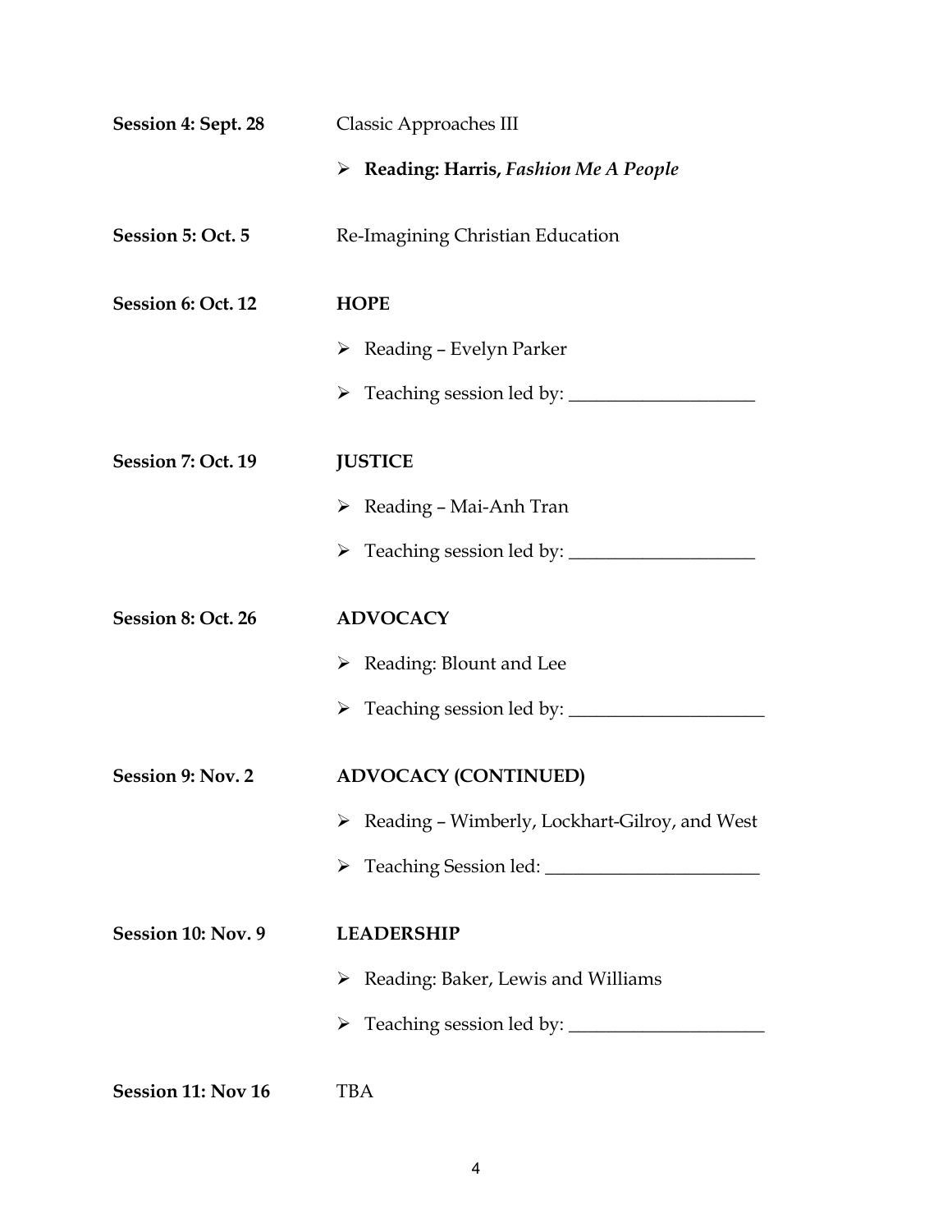**Session 4: Sept. 28** Classic Approaches III

- **Reading: Harris, *Fashion Me A People***

**Session 5: Oct. 5** Re-Imagining Christian Education

**Session 6: Oct. 12** **HOPE**

- Reading – Evelyn Parker
- Teaching session led by: ____________________

**Session 7: Oct. 19** **JUSTICE**

- Reading – Mai-Anh Tran
- Teaching session led by: ____________________

**Session 8: Oct. 26** **ADVOCACY**

- Reading: Blount and Lee
- Teaching session led by: _____________________

**Session 9: Nov. 2** **ADVOCACY (CONTINUED)**

- Reading – Wimberly, Lockhart-Gilroy, and West
- Teaching Session led: _______________________

**Session 10: Nov. 9** **LEADERSHIP**

- Reading: Baker, Lewis and Williams
- Teaching session led by: _____________________

**Session 11: Nov 16** TBA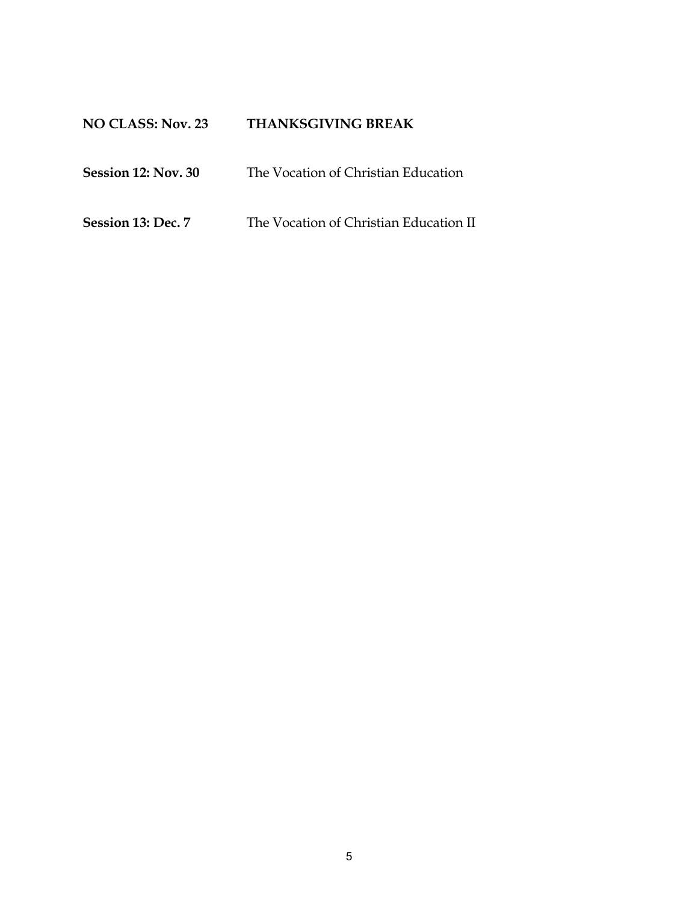**NO CLASS: Nov. 23** **THANKSGIVING BREAK**

**Session 12: Nov. 30** The Vocation of Christian Education

**Session 13: Dec. 7** The Vocation of Christian Education II